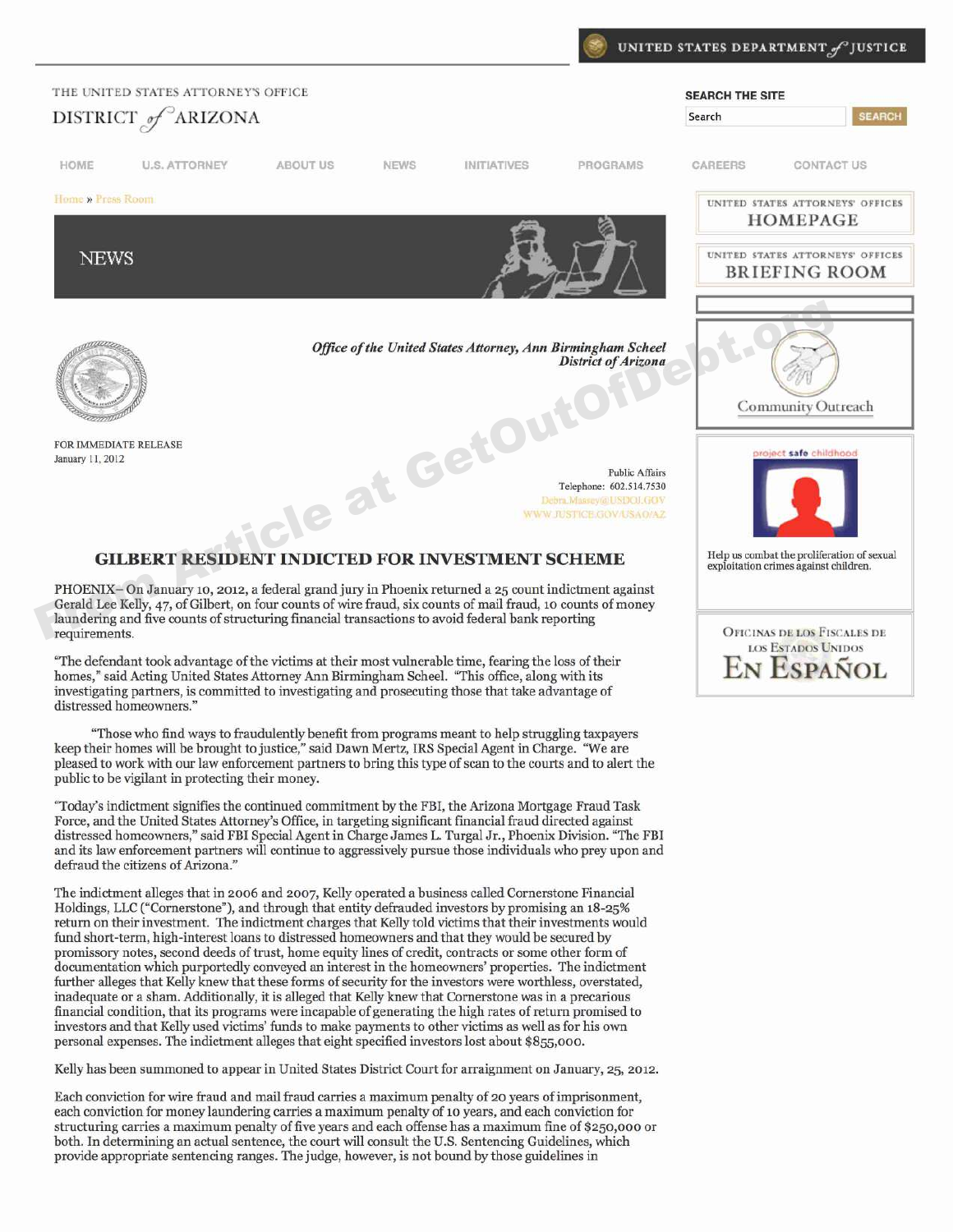UNITED STATES DEPARTMENT of JUSTICE

THE UNITED STATES ATTORNEY'S OFFICE
DISTRICT of ARIZONA

HOME | U.S. ATTORNEY | ABOUT US | NEWS | INITIATIVES | PROGRAMS | CAREERS | CONTACT US

Home » Press Room

## NEWS

*Office of the United States Attorney, Ann Birmingham Scheel*
*District of Arizona*

FOR IMMEDIATE RELEASE
January 11, 2012

Public Affairs
Telephone: 602.514.7530
Debra.Massey@USDOJ.GOV
WWW.JUSTICE.GOV/USAO/AZ

# GILBERT RESIDENT INDICTED FOR INVESTMENT SCHEME

PHOENIX– On January 10, 2012, a federal grand jury in Phoenix returned a 25 count indictment against Gerald Lee Kelly, 47, of Gilbert, on four counts of wire fraud, six counts of mail fraud, 10 counts of money laundering and five counts of structuring financial transactions to avoid federal bank reporting requirements.

"The defendant took advantage of the victims at their most vulnerable time, fearing the loss of their homes," said Acting United States Attorney Ann Birmingham Scheel. "This office, along with its investigating partners, is committed to investigating and prosecuting those that take advantage of distressed homeowners."

"Those who find ways to fraudulently benefit from programs meant to help struggling taxpayers keep their homes will be brought to justice," said Dawn Mertz, IRS Special Agent in Charge. "We are pleased to work with our law enforcement partners to bring this type of scan to the courts and to alert the public to be vigilant in protecting their money.

"Today's indictment signifies the continued commitment by the FBI, the Arizona Mortgage Fraud Task Force, and the United States Attorney's Office, in targeting significant financial fraud directed against distressed homeowners," said FBI Special Agent in Charge James L. Turgal Jr., Phoenix Division. "The FBI and its law enforcement partners will continue to aggressively pursue those individuals who prey upon and defraud the citizens of Arizona."

The indictment alleges that in 2006 and 2007, Kelly operated a business called Cornerstone Financial Holdings, LLC ("Cornerstone"), and through that entity defrauded investors by promising an 18-25% return on their investment. The indictment charges that Kelly told victims that their investments would fund short-term, high-interest loans to distressed homeowners and that they would be secured by promissory notes, second deeds of trust, home equity lines of credit, contracts or some other form of documentation which purportedly conveyed an interest in the homeowners' properties. The indictment further alleges that Kelly knew that these forms of security for the investors were worthless, overstated, inadequate or a sham. Additionally, it is alleged that Kelly knew that Cornerstone was in a precarious financial condition, that its programs were incapable of generating the high rates of return promised to investors and that Kelly used victims' funds to make payments to other victims as well as for his own personal expenses. The indictment alleges that eight specified investors lost about $855,000.

Kelly has been summoned to appear in United States District Court for arraignment on January, 25, 2012.

Each conviction for wire fraud and mail fraud carries a maximum penalty of 20 years of imprisonment, each conviction for money laundering carries a maximum penalty of 10 years, and each conviction for structuring carries a maximum penalty of five years and each offense has a maximum fine of $250,000 or both. In determining an actual sentence, the court will consult the U.S. Sentencing Guidelines, which provide appropriate sentencing ranges. The judge, however, is not bound by those guidelines in

UNITED STATES ATTORNEYS' OFFICES HOMEPAGE

UNITED STATES ATTORNEYS' OFFICES BRIEFING ROOM

Community Outreach

project safe childhood

Help us combat the proliferation of sexual exploitation crimes against children.

Oficinas de los Fiscales de los Estados Unidos En Español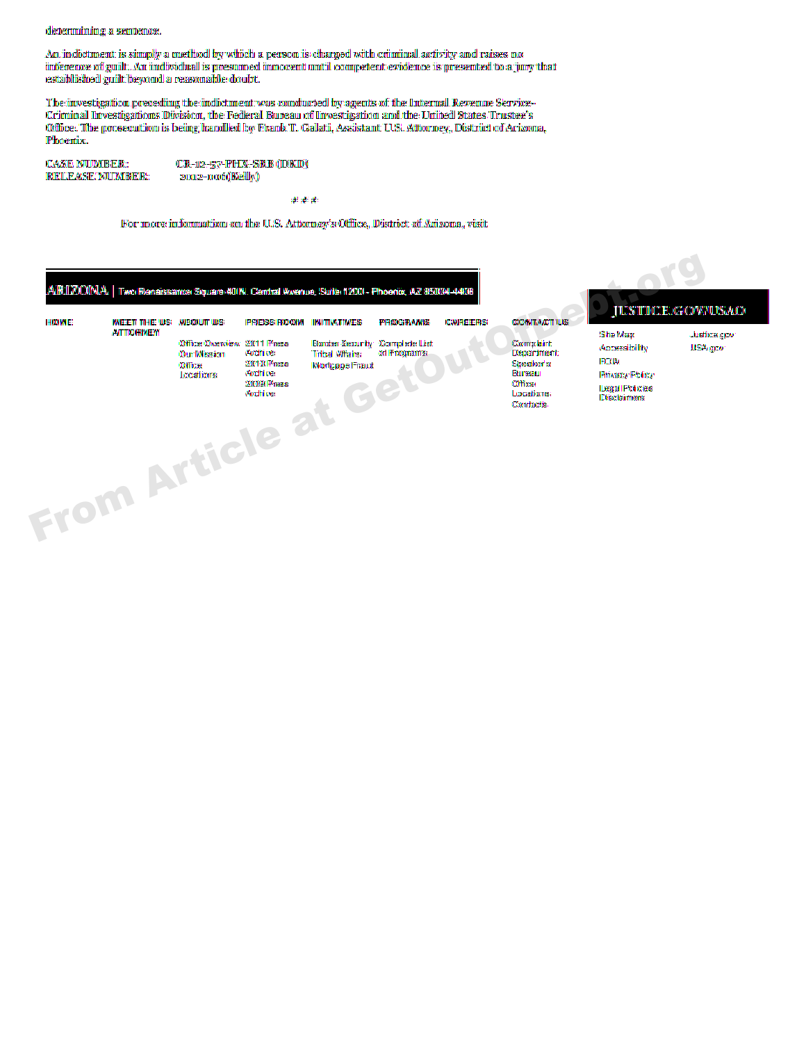determining a sentence.

An indictment is simply a method by which a person is charged with criminal activity and raises no inference of guilt. An individual is presumed innocent until competent evidence is presented to a jury that establishes guilt beyond a reasonable doubt.

The investigation preceding the indictment was conducted by agents of the Internal Revenue Service-Criminal Investigations Division, the Federal Bureau of Investigation and the United States Trustee's Office. The prosecution is being handled by Frank T. Galati, Assistant U.S. Attorney, District of Arizona, Phoenix.

CASE NUMBER: CR-12-57-PHX-SRB (DKD)
RELEASE NUMBER: 2012-006(Kelly)

\# # #

For more information on the U.S. Attorney's Office, District of Arizona, visit

ARIZONA | Two Renaissance Square 40 N. Central Avenue, Suite 1200 - Phoenix, AZ 85004-4408

JUSTICE.GOV/USAO

HOME | MEET THE US ATTORNEY | ABOUT US | PRESS ROOM | INITIATIVES | PROGRAMS | CAREERS | CONTACT US

ABOUT US: Office Overview, Our Mission, Office Locations

PRESS ROOM: 2011 Press Archive, 2010 Press Archive, 2009 Press Archive

INITIATIVES: Border Security, Tribal Affairs, Mortgage Fraud

PROGRAMS: Complete List of Programs

CONTACT US: Complaint Department, Speaker's Bureau, Office Locations, Contacts

Site Map
Accessibility
FOIA
Privacy Policy
Legal Policies & Disclaimers
Justice.gov
USA.gov